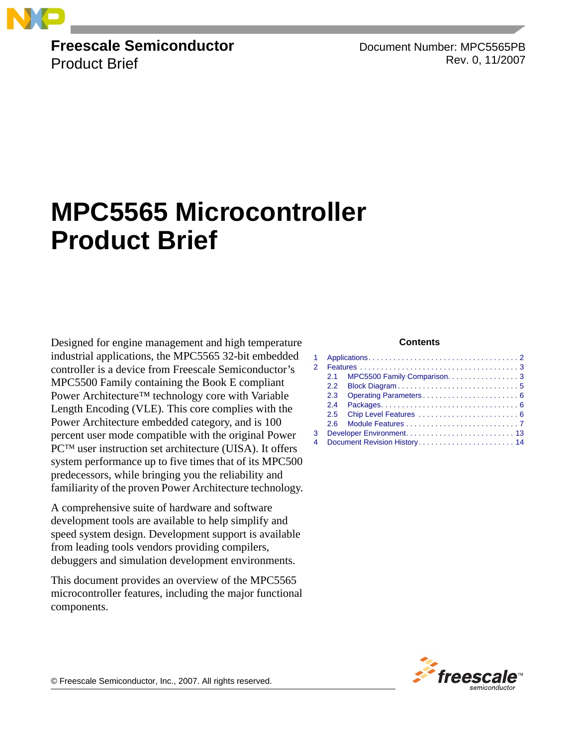**Freescale Semiconductor**
Product Brief

Document Number: MPC5565PB
Rev. 0, 11/2007

# MPC5565 Microcontroller Product Brief

Designed for engine management and high temperature industrial applications, the MPC5565 32-bit embedded controller is a device from Freescale Semiconductor's MPC5500 Family containing the Book E compliant Power Architecture™ technology core with Variable Length Encoding (VLE). This core complies with the Power Architecture embedded category, and is 100 percent user mode compatible with the original Power PC™ user instruction set architecture (UISA). It offers system performance up to five times that of its MPC500 predecessors, while bringing you the reliability and familiarity of the proven Power Architecture technology.

A comprehensive suite of hardware and software development tools are available to help simplify and speed system design. Development support is available from leading tools vendors providing compilers, debuggers and simulation development environments.

This document provides an overview of the MPC5565 microcontroller features, including the major functional components.

**Contents**

1 Applications . . . . . . . . . . 2
2 Features . . . . . . . . . . 3
  2.1 MPC5500 Family Comparison . . . . . . . . . . 3
  2.2 Block Diagram . . . . . . . . . . 5
  2.3 Operating Parameters . . . . . . . . . . 6
  2.4 Packages . . . . . . . . . . 6
  2.5 Chip Level Features . . . . . . . . . . 6
  2.6 Module Features . . . . . . . . . . 7
3 Developer Environment . . . . . . . . . . 13
4 Document Revision History . . . . . . . . . . 14

© Freescale Semiconductor, Inc., 2007. All rights reserved.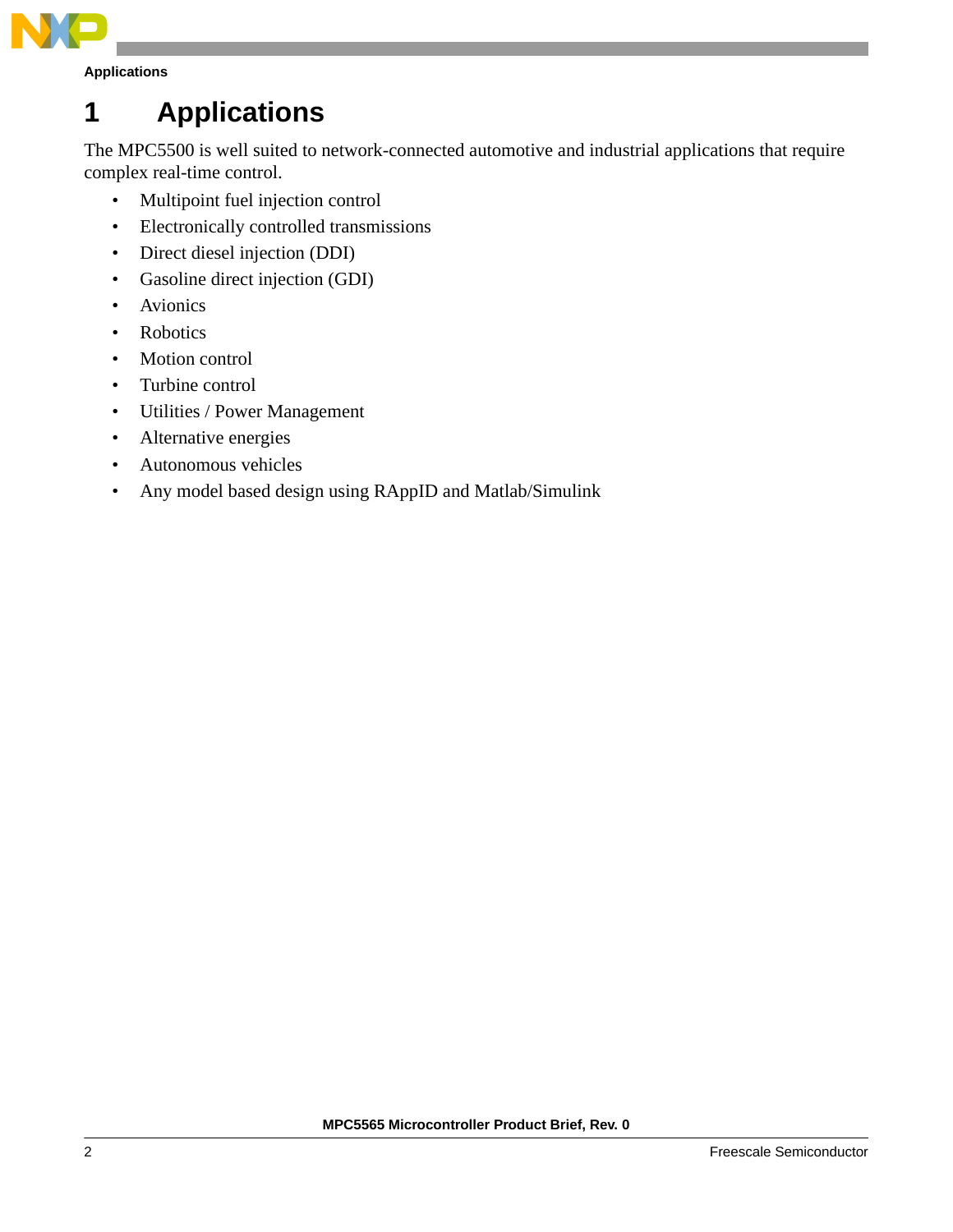# 1 Applications

The MPC5500 is well suited to network-connected automotive and industrial applications that require complex real-time control.

- Multipoint fuel injection control
- Electronically controlled transmissions
- Direct diesel injection (DDI)
- Gasoline direct injection (GDI)
- Avionics
- Robotics
- Motion control
- Turbine control
- Utilities / Power Management
- Alternative energies
- Autonomous vehicles
- Any model based design using RAppID and Matlab/Simulink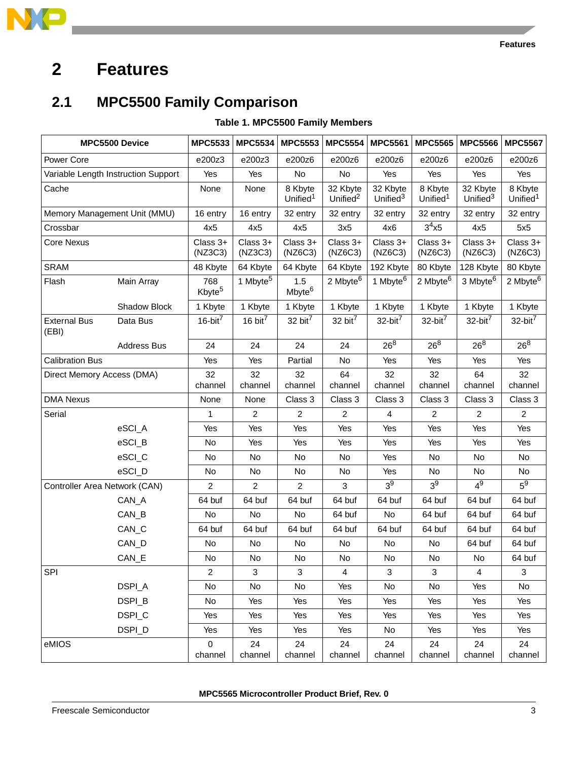# 2 Features

## 2.1 MPC5500 Family Comparison

**Table 1. MPC5500 Family Members**

| MPC5500 Device | | MPC5533 | MPC5534 | MPC5553 | MPC5554 | MPC5561 | MPC5565 | MPC5566 | MPC5567 |
|---|---|---|---|---|---|---|---|---|---|
| Power Core | | e200z3 | e200z3 | e200z6 | e200z6 | e200z6 | e200z6 | e200z6 | e200z6 |
| Variable Length Instruction Support | | Yes | Yes | No | No | Yes | Yes | Yes | Yes |
| Cache | | None | None | 8 Kbyte Unified[1] | 32 Kbyte Unified[2] | 32 Kbyte Unified[3] | 8 Kbyte Unified[1] | 32 Kbyte Unified[3] | 8 Kbyte Unified[1] |
| Memory Management Unit (MMU) | | 16 entry | 16 entry | 32 entry | 32 entry | 32 entry | 32 entry | 32 entry | 32 entry |
| Crossbar | | 4x5 | 4x5 | 4x5 | 3x5 | 4x6 | 3[4]x5 | 4x5 | 5x5 |
| Core Nexus | | Class 3+ (NZ3C3) | Class 3+ (NZ3C3) | Class 3+ (NZ6C3) | Class 3+ (NZ6C3) | Class 3+ (NZ6C3) | Class 3+ (NZ6C3) | Class 3+ (NZ6C3) | Class 3+ (NZ6C3) |
| SRAM | | 48 Kbyte | 64 Kbyte | 64 Kbyte | 64 Kbyte | 192 Kbyte | 80 Kbyte | 128 Kbyte | 80 Kbyte |
| Flash | Main Array | 768 Kbyte[5] | 1 Mbyte[5] | 1.5 Mbyte[6] | 2 Mbyte[6] | 1 Mbyte[6] | 2 Mbyte[6] | 3 Mbyte[6] | 2 Mbyte[6] |
| | Shadow Block | 1 Kbyte | 1 Kbyte | 1 Kbyte | 1 Kbyte | 1 Kbyte | 1 Kbyte | 1 Kbyte | 1 Kbyte |
| External Bus (EBI) | Data Bus | 16-bit[7] | 16 bit[7] | 32 bit[7] | 32 bit[7] | 32-bit[7] | 32-bit[7] | 32-bit[7] | 32-bit[7] |
| | Address Bus | 24 | 24 | 24 | 24 | 26[8] | 26[8] | 26[8] | 26[8] |
| Calibration Bus | | Yes | Yes | Partial | No | Yes | Yes | Yes | Yes |
| Direct Memory Access (DMA) | | 32 channel | 32 channel | 32 channel | 64 channel | 32 channel | 32 channel | 64 channel | 32 channel |
| DMA Nexus | | None | None | Class 3 | Class 3 | Class 3 | Class 3 | Class 3 | Class 3 |
| Serial | | 1 | 2 | 2 | 2 | 4 | 2 | 2 | 2 |
| | eSCI_A | Yes | Yes | Yes | Yes | Yes | Yes | Yes | Yes |
| | eSCI_B | No | Yes | Yes | Yes | Yes | Yes | Yes | Yes |
| | eSCI_C | No | No | No | No | Yes | No | No | No |
| | eSCI_D | No | No | No | No | Yes | No | No | No |
| Controller Area Network (CAN) | | 2 | 2 | 2 | 3 | 3[9] | 3[9] | 4[9] | 5[9] |
| | CAN_A | 64 buf | 64 buf | 64 buf | 64 buf | 64 buf | 64 buf | 64 buf | 64 buf |
| | CAN_B | No | No | No | 64 buf | No | 64 buf | 64 buf | 64 buf |
| | CAN_C | 64 buf | 64 buf | 64 buf | 64 buf | 64 buf | 64 buf | 64 buf | 64 buf |
| | CAN_D | No | No | No | No | No | No | 64 buf | 64 buf |
| | CAN_E | No | No | No | No | No | No | No | 64 buf |
| SPI | | 2 | 3 | 3 | 4 | 3 | 3 | 4 | 3 |
| | DSPI_A | No | No | No | Yes | No | No | Yes | No |
| | DSPI_B | No | Yes | Yes | Yes | Yes | Yes | Yes | Yes |
| | DSPI_C | Yes | Yes | Yes | Yes | Yes | Yes | Yes | Yes |
| | DSPI_D | Yes | Yes | Yes | Yes | No | Yes | Yes | Yes |
| eMIOS | | 0 channel | 24 channel | 24 channel | 24 channel | 24 channel | 24 channel | 24 channel | 24 channel |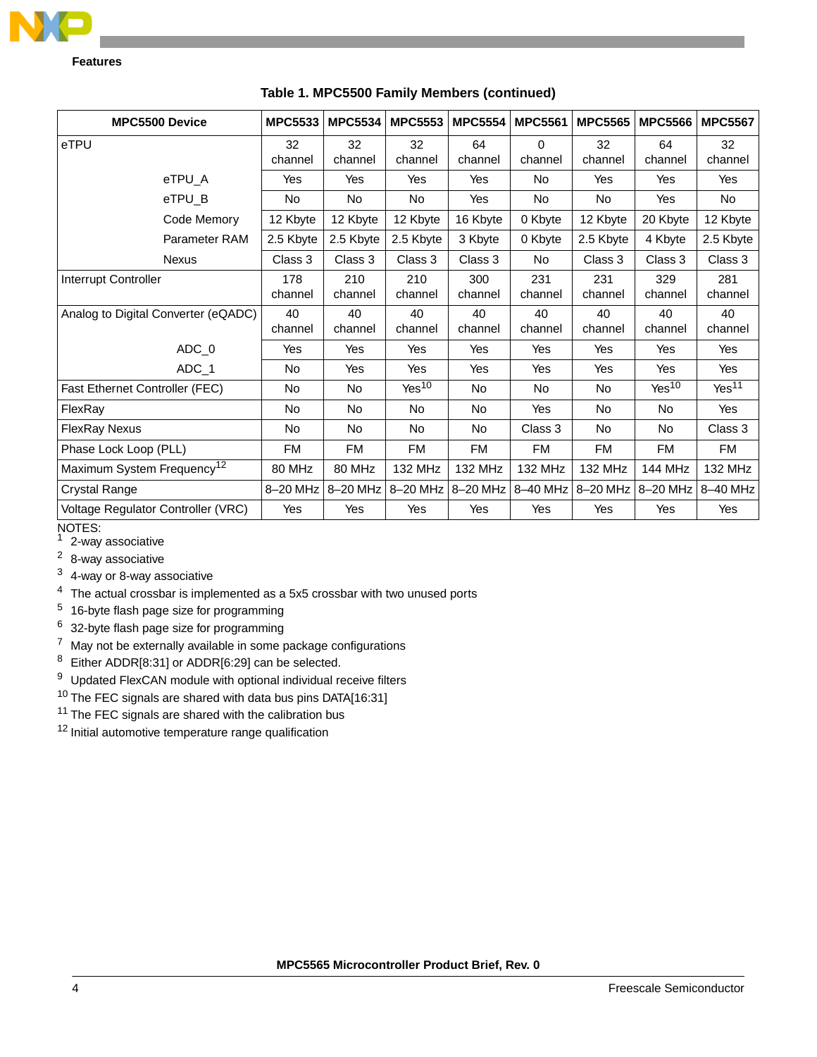Table 1. MPC5500 Family Members (continued)

| MPC5500 Device | MPC5533 | MPC5534 | MPC5553 | MPC5554 | MPC5561 | MPC5565 | MPC5566 | MPC5567 |
|---|---|---|---|---|---|---|---|---|
| eTPU | 32 channel | 32 channel | 32 channel | 64 channel | 0 channel | 32 channel | 64 channel | 32 channel |
| eTPU_A | Yes | Yes | Yes | Yes | No | Yes | Yes | Yes |
| eTPU_B | No | No | No | Yes | No | No | Yes | No |
| Code Memory | 12 Kbyte | 12 Kbyte | 12 Kbyte | 16 Kbyte | 0 Kbyte | 12 Kbyte | 20 Kbyte | 12 Kbyte |
| Parameter RAM | 2.5 Kbyte | 2.5 Kbyte | 2.5 Kbyte | 3 Kbyte | 0 Kbyte | 2.5 Kbyte | 4 Kbyte | 2.5 Kbyte |
| Nexus | Class 3 | Class 3 | Class 3 | Class 3 | No | Class 3 | Class 3 | Class 3 |
| Interrupt Controller | 178 channel | 210 channel | 210 channel | 300 channel | 231 channel | 231 channel | 329 channel | 281 channel |
| Analog to Digital Converter (eQADC) | 40 channel | 40 channel | 40 channel | 40 channel | 40 channel | 40 channel | 40 channel | 40 channel |
| ADC_0 | Yes | Yes | Yes | Yes | Yes | Yes | Yes | Yes |
| ADC_1 | No | Yes | Yes | Yes | Yes | Yes | Yes | Yes |
| Fast Ethernet Controller (FEC) | No | No | Yes[10] | No | No | No | Yes[10] | Yes[11] |
| FlexRay | No | No | No | No | Yes | No | No | Yes |
| FlexRay Nexus | No | No | No | No | Class 3 | No | No | Class 3 |
| Phase Lock Loop (PLL) | FM | FM | FM | FM | FM | FM | FM | FM |
| Maximum System Frequency[12] | 80 MHz | 80 MHz | 132 MHz | 132 MHz | 132 MHz | 132 MHz | 144 MHz | 132 MHz |
| Crystal Range | 8–20 MHz | 8–20 MHz | 8–20 MHz | 8–20 MHz | 8–40 MHz | 8–20 MHz | 8–20 MHz | 8–40 MHz |
| Voltage Regulator Controller (VRC) | Yes | Yes | Yes | Yes | Yes | Yes | Yes | Yes |

NOTES:

[1] 2-way associative

[2] 8-way associative

[3] 4-way or 8-way associative

[4] The actual crossbar is implemented as a 5x5 crossbar with two unused ports

[5] 16-byte flash page size for programming

[6] 32-byte flash page size for programming

[7] May not be externally available in some package configurations

[8] Either ADDR[8:31] or ADDR[6:29] can be selected.

[9] Updated FlexCAN module with optional individual receive filters

[10] The FEC signals are shared with data bus pins DATA[16:31]

[11] The FEC signals are shared with the calibration bus

[12] Initial automotive temperature range qualification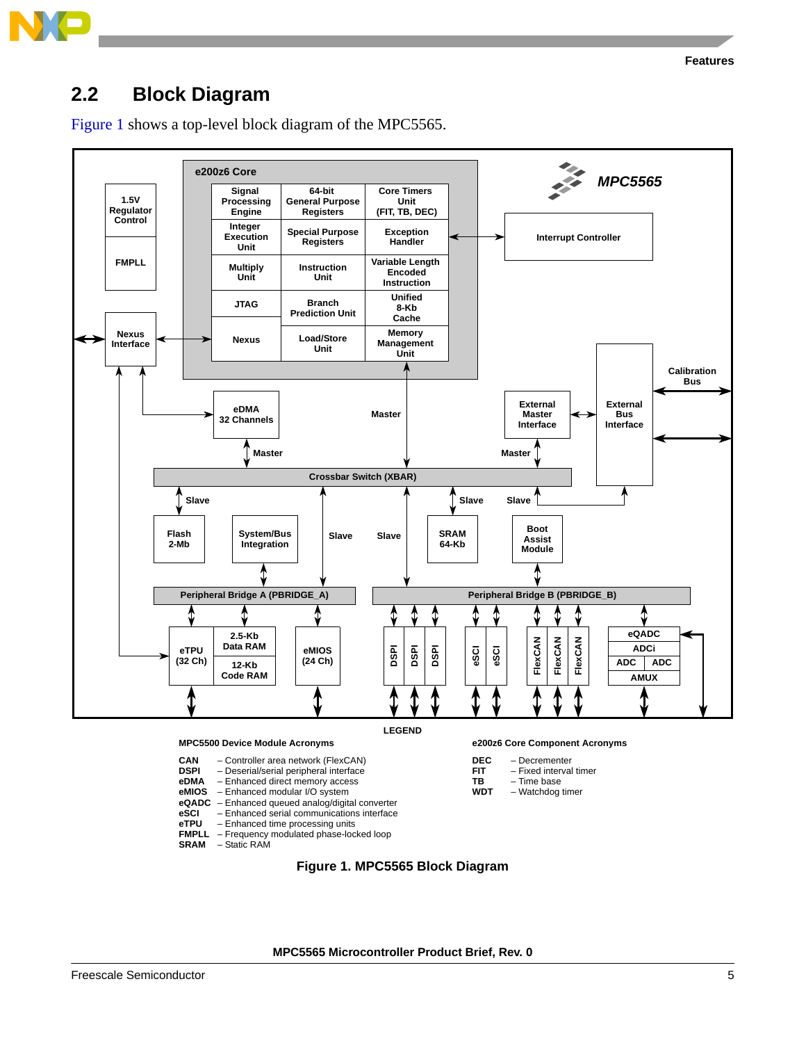## 2.2 Block Diagram

Figure 1 shows a top-level block diagram of the MPC5565.

**LEGEND**

**MPC5500 Device Module Acronyms**

| Acronym | Description |
|---|---|
| **CAN** | – Controller area network (FlexCAN) |
| **DSPI** | – Deserial/serial peripheral interface |
| **eDMA** | – Enhanced direct memory access |
| **eMIOS** | – Enhanced modular I/O system |
| **eQADC** | – Enhanced queued analog/digital converter |
| **eSCI** | – Enhanced serial communications interface |
| **eTPU** | – Enhanced time processing units |
| **FMPLL** | – Frequency modulated phase-locked loop |
| **SRAM** | – Static RAM |

**e200z6 Core Component Acronyms**

| Acronym | Description |
|---|---|
| **DEC** | – Decrementer |
| **FIT** | – Fixed interval timer |
| **TB** | – Time base |
| **WDT** | – Watchdog timer |

**Figure 1. MPC5565 Block Diagram**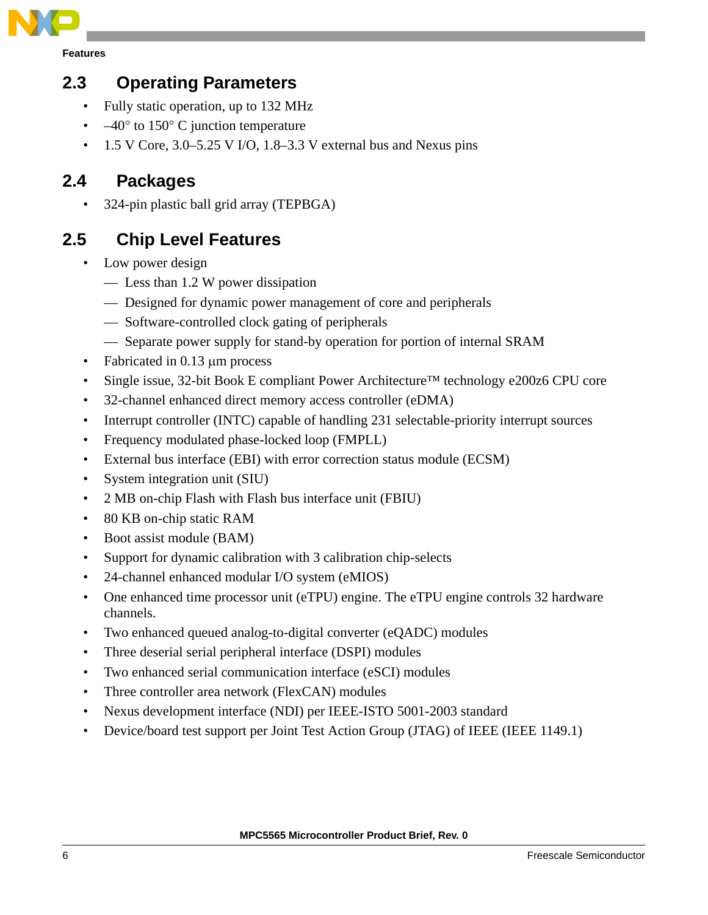## 2.3 Operating Parameters

- Fully static operation, up to 132 MHz
- –40° to 150° C junction temperature
- 1.5 V Core, 3.0–5.25 V I/O, 1.8–3.3 V external bus and Nexus pins

## 2.4 Packages

- 324-pin plastic ball grid array (TEPBGA)

## 2.5 Chip Level Features

- Low power design
  - Less than 1.2 W power dissipation
  - Designed for dynamic power management of core and peripherals
  - Software-controlled clock gating of peripherals
  - Separate power supply for stand-by operation for portion of internal SRAM
- Fabricated in 0.13 µm process
- Single issue, 32-bit Book E compliant Power Architecture™ technology e200z6 CPU core
- 32-channel enhanced direct memory access controller (eDMA)
- Interrupt controller (INTC) capable of handling 231 selectable-priority interrupt sources
- Frequency modulated phase-locked loop (FMPLL)
- External bus interface (EBI) with error correction status module (ECSM)
- System integration unit (SIU)
- 2 MB on-chip Flash with Flash bus interface unit (FBIU)
- 80 KB on-chip static RAM
- Boot assist module (BAM)
- Support for dynamic calibration with 3 calibration chip-selects
- 24-channel enhanced modular I/O system (eMIOS)
- One enhanced time processor unit (eTPU) engine. The eTPU engine controls 32 hardware channels.
- Two enhanced queued analog-to-digital converter (eQADC) modules
- Three deserial serial peripheral interface (DSPI) modules
- Two enhanced serial communication interface (eSCI) modules
- Three controller area network (FlexCAN) modules
- Nexus development interface (NDI) per IEEE-ISTO 5001-2003 standard
- Device/board test support per Joint Test Action Group (JTAG) of IEEE (IEEE 1149.1)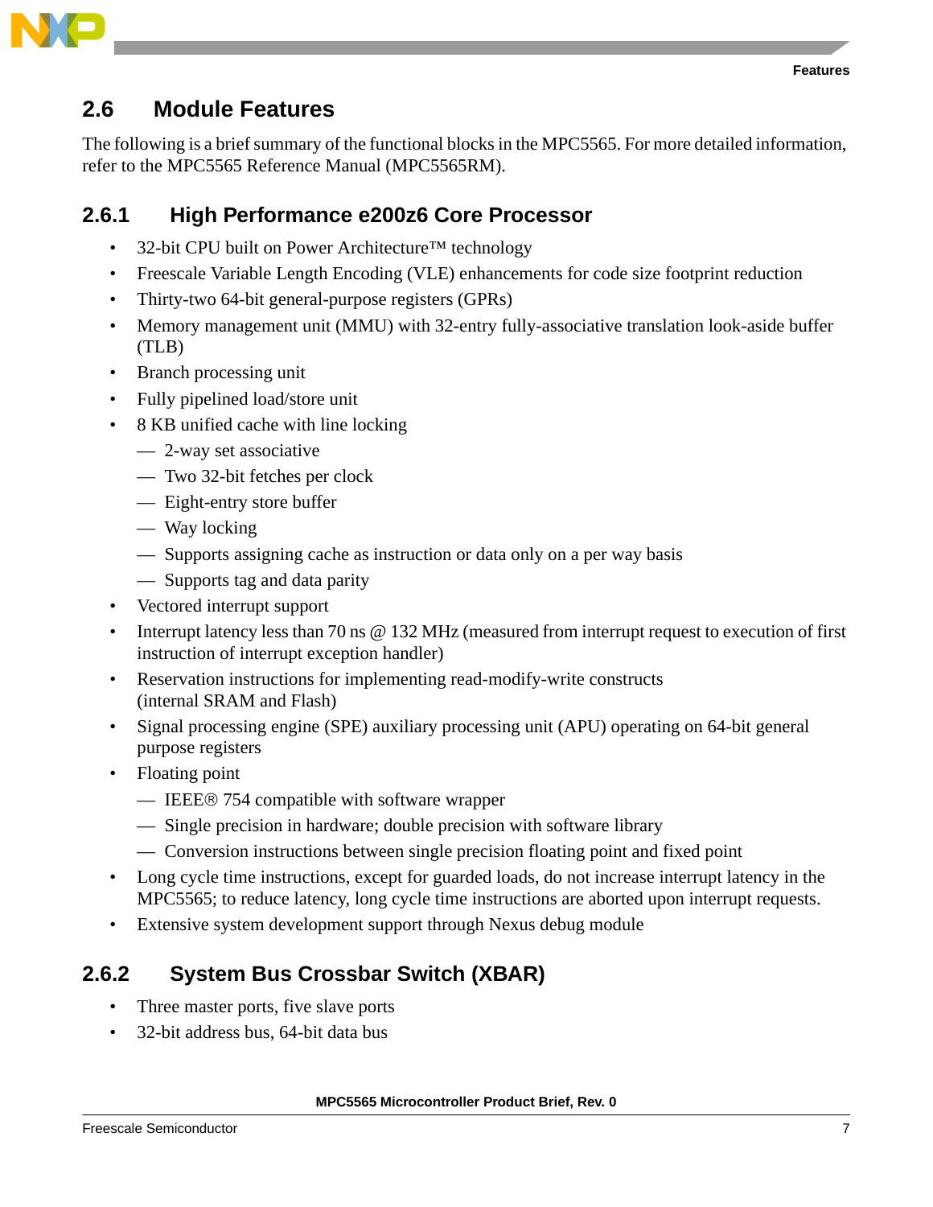## 2.6 Module Features

The following is a brief summary of the functional blocks in the MPC5565. For more detailed information, refer to the MPC5565 Reference Manual (MPC5565RM).

### 2.6.1 High Performance e200z6 Core Processor

- 32-bit CPU built on Power Architecture™ technology
- Freescale Variable Length Encoding (VLE) enhancements for code size footprint reduction
- Thirty-two 64-bit general-purpose registers (GPRs)
- Memory management unit (MMU) with 32-entry fully-associative translation look-aside buffer (TLB)
- Branch processing unit
- Fully pipelined load/store unit
- 8 KB unified cache with line locking
  - 2-way set associative
  - Two 32-bit fetches per clock
  - Eight-entry store buffer
  - Way locking
  - Supports assigning cache as instruction or data only on a per way basis
  - Supports tag and data parity
- Vectored interrupt support
- Interrupt latency less than 70 ns @ 132 MHz (measured from interrupt request to execution of first instruction of interrupt exception handler)
- Reservation instructions for implementing read-modify-write constructs (internal SRAM and Flash)
- Signal processing engine (SPE) auxiliary processing unit (APU) operating on 64-bit general purpose registers
- Floating point
  - IEEE® 754 compatible with software wrapper
  - Single precision in hardware; double precision with software library
  - Conversion instructions between single precision floating point and fixed point
- Long cycle time instructions, except for guarded loads, do not increase interrupt latency in the MPC5565; to reduce latency, long cycle time instructions are aborted upon interrupt requests.
- Extensive system development support through Nexus debug module

### 2.6.2 System Bus Crossbar Switch (XBAR)

- Three master ports, five slave ports
- 32-bit address bus, 64-bit data bus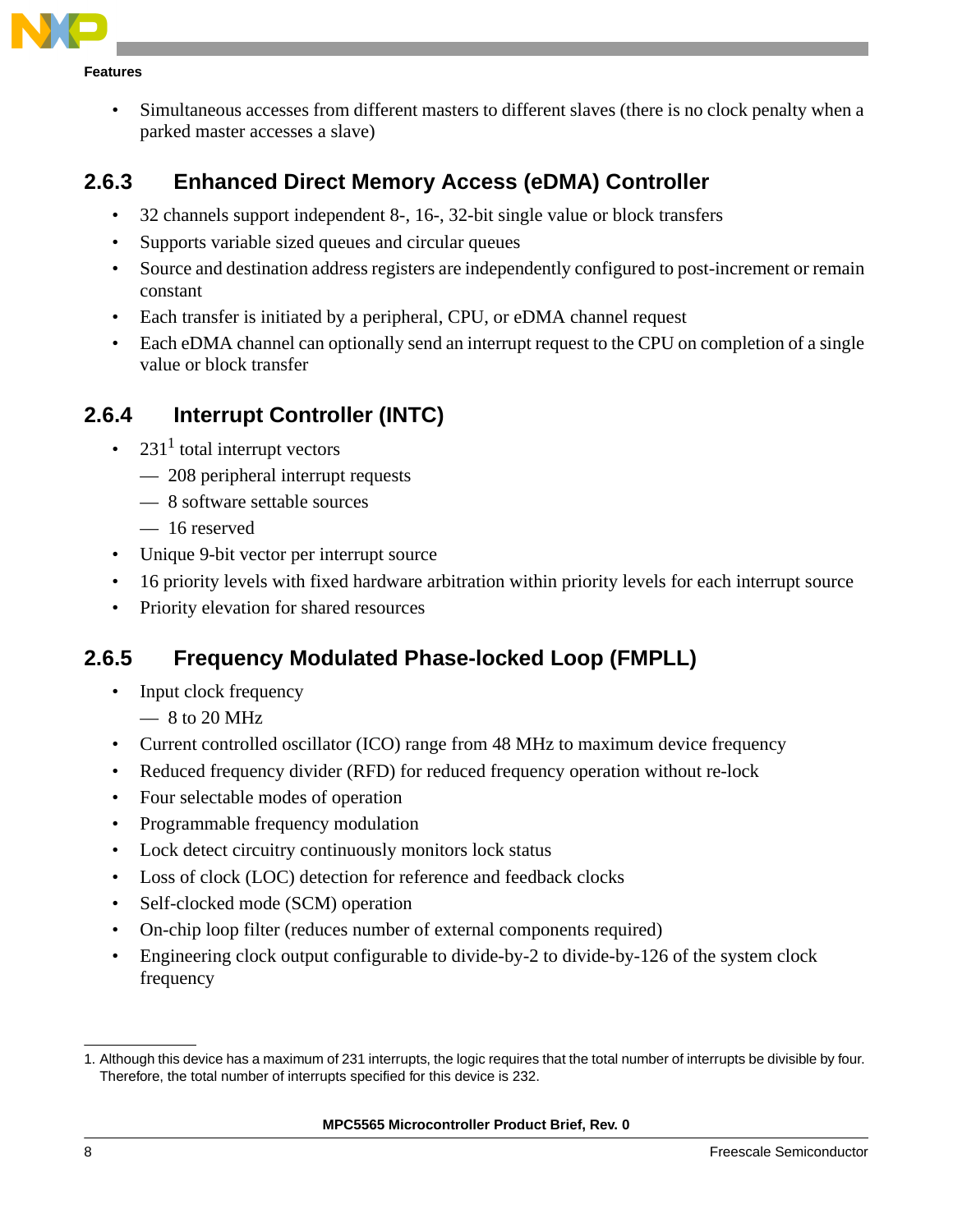- Simultaneous accesses from different masters to different slaves (there is no clock penalty when a parked master accesses a slave)

### 2.6.3 Enhanced Direct Memory Access (eDMA) Controller

- 32 channels support independent 8-, 16-, 32-bit single value or block transfers
- Supports variable sized queues and circular queues
- Source and destination address registers are independently configured to post-increment or remain constant
- Each transfer is initiated by a peripheral, CPU, or eDMA channel request
- Each eDMA channel can optionally send an interrupt request to the CPU on completion of a single value or block transfer

### 2.6.4 Interrupt Controller (INTC)

- 231[1] total interrupt vectors
  - — 208 peripheral interrupt requests
  - — 8 software settable sources
  - — 16 reserved
- Unique 9-bit vector per interrupt source
- 16 priority levels with fixed hardware arbitration within priority levels for each interrupt source
- Priority elevation for shared resources

### 2.6.5 Frequency Modulated Phase-locked Loop (FMPLL)

- Input clock frequency
  - — 8 to 20 MHz
- Current controlled oscillator (ICO) range from 48 MHz to maximum device frequency
- Reduced frequency divider (RFD) for reduced frequency operation without re-lock
- Four selectable modes of operation
- Programmable frequency modulation
- Lock detect circuitry continuously monitors lock status
- Loss of clock (LOC) detection for reference and feedback clocks
- Self-clocked mode (SCM) operation
- On-chip loop filter (reduces number of external components required)
- Engineering clock output configurable to divide-by-2 to divide-by-126 of the system clock frequency

---

1. Although this device has a maximum of 231 interrupts, the logic requires that the total number of interrupts be divisible by four. Therefore, the total number of interrupts specified for this device is 232.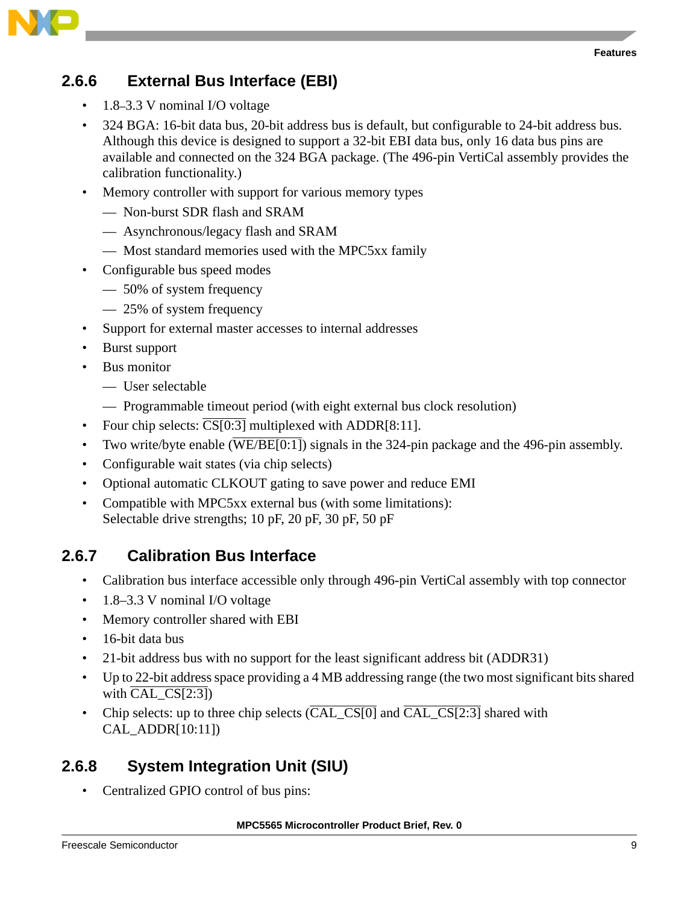### 2.6.6 External Bus Interface (EBI)

- 1.8–3.3 V nominal I/O voltage
- 324 BGA: 16-bit data bus, 20-bit address bus is default, but configurable to 24-bit address bus. Although this device is designed to support a 32-bit EBI data bus, only 16 data bus pins are available and connected on the 324 BGA package. (The 496-pin VertiCal assembly provides the calibration functionality.)
- Memory controller with support for various memory types
  - Non-burst SDR flash and SRAM
  - Asynchronous/legacy flash and SRAM
  - Most standard memories used with the MPC5xx family
- Configurable bus speed modes
  - 50% of system frequency
  - 25% of system frequency
- Support for external master accesses to internal addresses
- Burst support
- Bus monitor
  - User selectable
  - Programmable timeout period (with eight external bus clock resolution)
- Four chip selects: $\overline{\text{CS[0:3]}}$ multiplexed with ADDR[8:11].
- Two write/byte enable ($\overline{\text{WE/BE[0:1]}}$) signals in the 324-pin package and the 496-pin assembly.
- Configurable wait states (via chip selects)
- Optional automatic CLKOUT gating to save power and reduce EMI
- Compatible with MPC5xx external bus (with some limitations):
  Selectable drive strengths; 10 pF, 20 pF, 30 pF, 50 pF

### 2.6.7 Calibration Bus Interface

- Calibration bus interface accessible only through 496-pin VertiCal assembly with top connector
- 1.8–3.3 V nominal I/O voltage
- Memory controller shared with EBI
- 16-bit data bus
- 21-bit address bus with no support for the least significant address bit (ADDR31)
- Up to 22-bit address space providing a 4 MB addressing range (the two most significant bits shared with $\overline{\text{CAL\_CS[2:3]}}$)
- Chip selects: up to three chip selects ($\overline{\text{CAL\_CS[0]}}$ and $\overline{\text{CAL\_CS[2:3]}}$ shared with CAL_ADDR[10:11])

### 2.6.8 System Integration Unit (SIU)

- Centralized GPIO control of bus pins: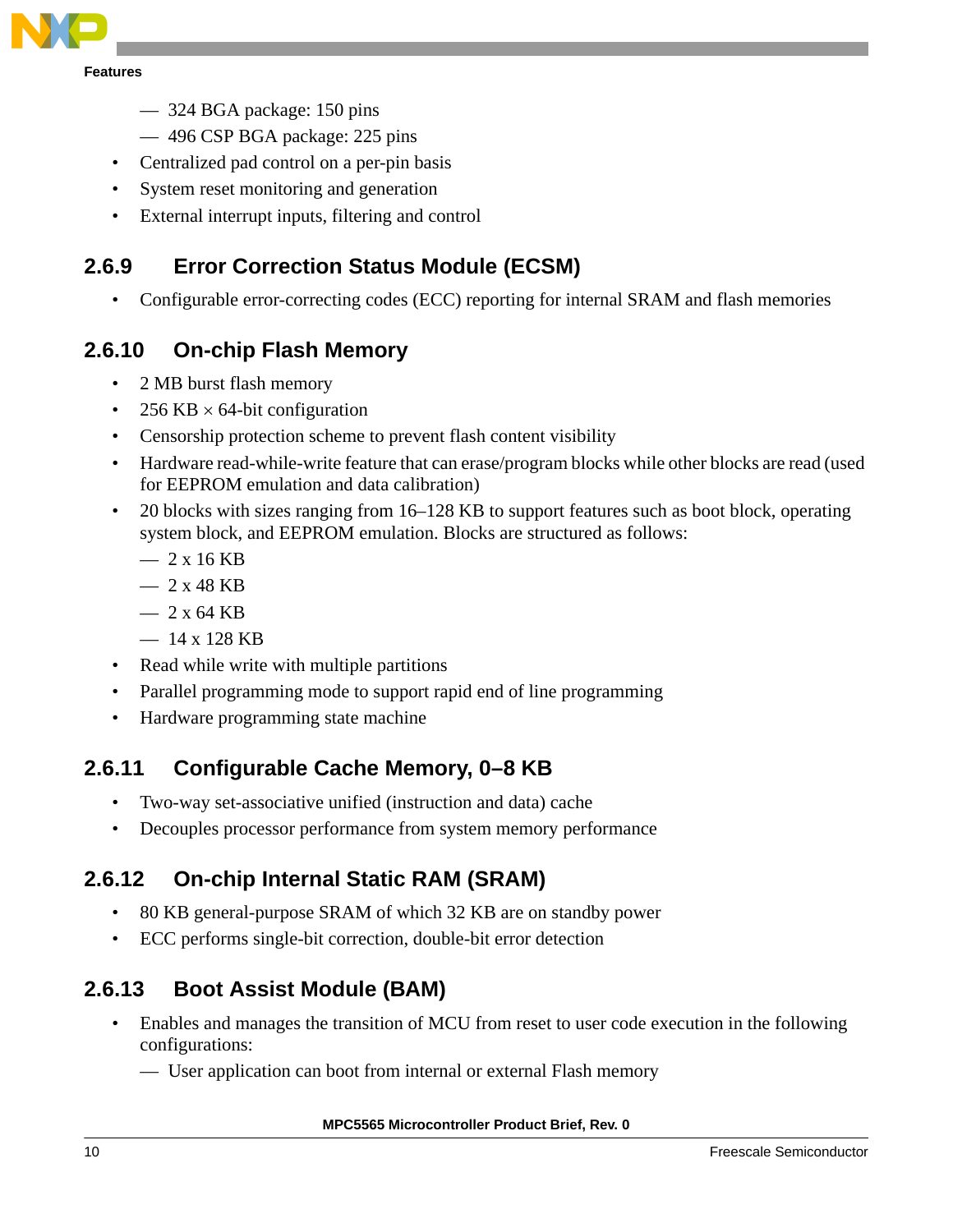- 324 BGA package: 150 pins
- 496 CSP BGA package: 225 pins

- Centralized pad control on a per-pin basis
- System reset monitoring and generation
- External interrupt inputs, filtering and control

### 2.6.9 Error Correction Status Module (ECSM)

- Configurable error-correcting codes (ECC) reporting for internal SRAM and flash memories

### 2.6.10 On-chip Flash Memory

- 2 MB burst flash memory
- 256 KB × 64-bit configuration
- Censorship protection scheme to prevent flash content visibility
- Hardware read-while-write feature that can erase/program blocks while other blocks are read (used for EEPROM emulation and data calibration)
- 20 blocks with sizes ranging from 16–128 KB to support features such as boot block, operating system block, and EEPROM emulation. Blocks are structured as follows:
  - 2 x 16 KB
  - 2 x 48 KB
  - 2 x 64 KB
  - 14 x 128 KB
- Read while write with multiple partitions
- Parallel programming mode to support rapid end of line programming
- Hardware programming state machine

### 2.6.11 Configurable Cache Memory, 0–8 KB

- Two-way set-associative unified (instruction and data) cache
- Decouples processor performance from system memory performance

### 2.6.12 On-chip Internal Static RAM (SRAM)

- 80 KB general-purpose SRAM of which 32 KB are on standby power
- ECC performs single-bit correction, double-bit error detection

### 2.6.13 Boot Assist Module (BAM)

- Enables and manages the transition of MCU from reset to user code execution in the following configurations:
  - User application can boot from internal or external Flash memory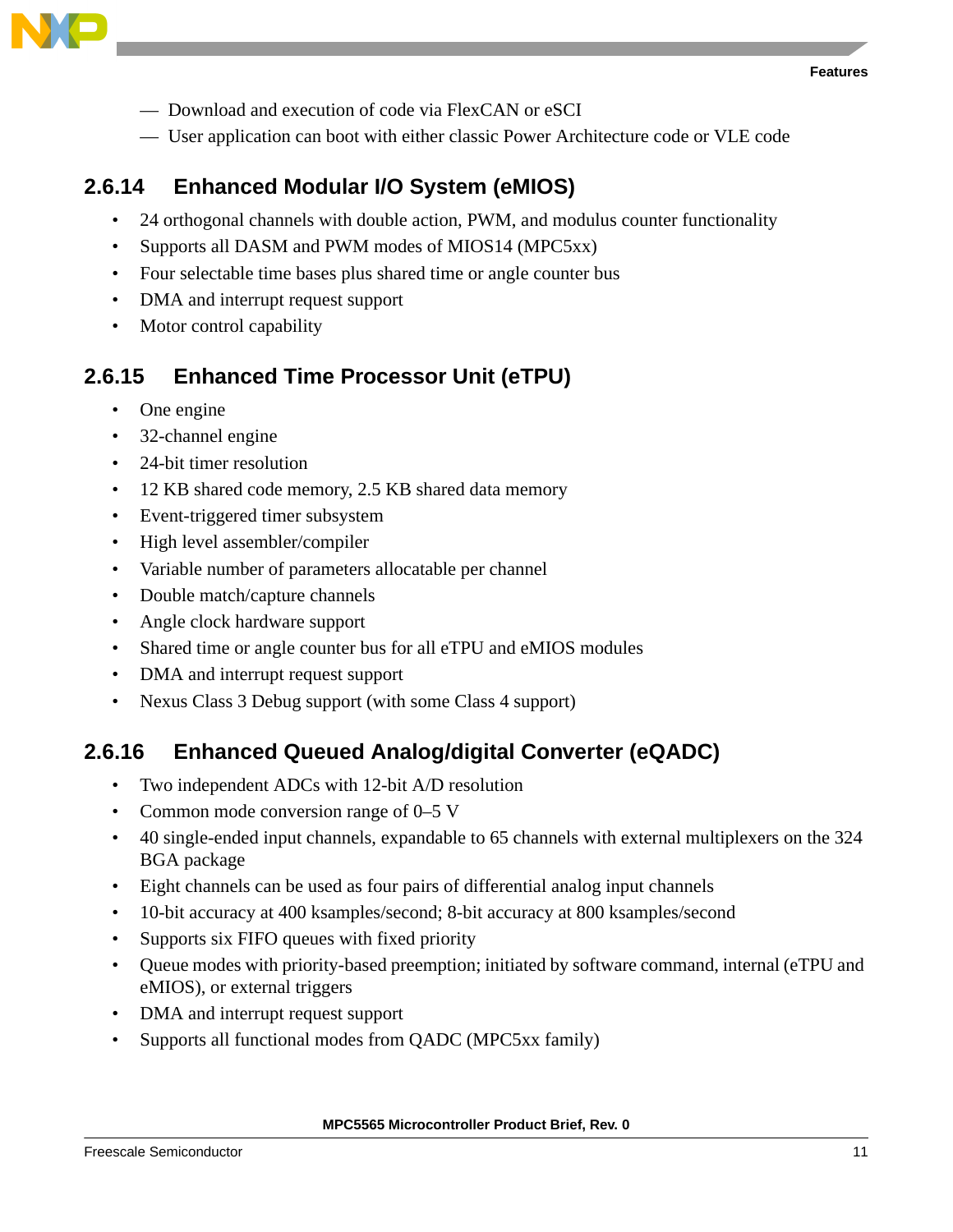- Download and execution of code via FlexCAN or eSCI
- User application can boot with either classic Power Architecture code or VLE code

### 2.6.14 Enhanced Modular I/O System (eMIOS)

- 24 orthogonal channels with double action, PWM, and modulus counter functionality
- Supports all DASM and PWM modes of MIOS14 (MPC5xx)
- Four selectable time bases plus shared time or angle counter bus
- DMA and interrupt request support
- Motor control capability

### 2.6.15 Enhanced Time Processor Unit (eTPU)

- One engine
- 32-channel engine
- 24-bit timer resolution
- 12 KB shared code memory, 2.5 KB shared data memory
- Event-triggered timer subsystem
- High level assembler/compiler
- Variable number of parameters allocatable per channel
- Double match/capture channels
- Angle clock hardware support
- Shared time or angle counter bus for all eTPU and eMIOS modules
- DMA and interrupt request support
- Nexus Class 3 Debug support (with some Class 4 support)

### 2.6.16 Enhanced Queued Analog/digital Converter (eQADC)

- Two independent ADCs with 12-bit A/D resolution
- Common mode conversion range of 0–5 V
- 40 single-ended input channels, expandable to 65 channels with external multiplexers on the 324 BGA package
- Eight channels can be used as four pairs of differential analog input channels
- 10-bit accuracy at 400 ksamples/second; 8-bit accuracy at 800 ksamples/second
- Supports six FIFO queues with fixed priority
- Queue modes with priority-based preemption; initiated by software command, internal (eTPU and eMIOS), or external triggers
- DMA and interrupt request support
- Supports all functional modes from QADC (MPC5xx family)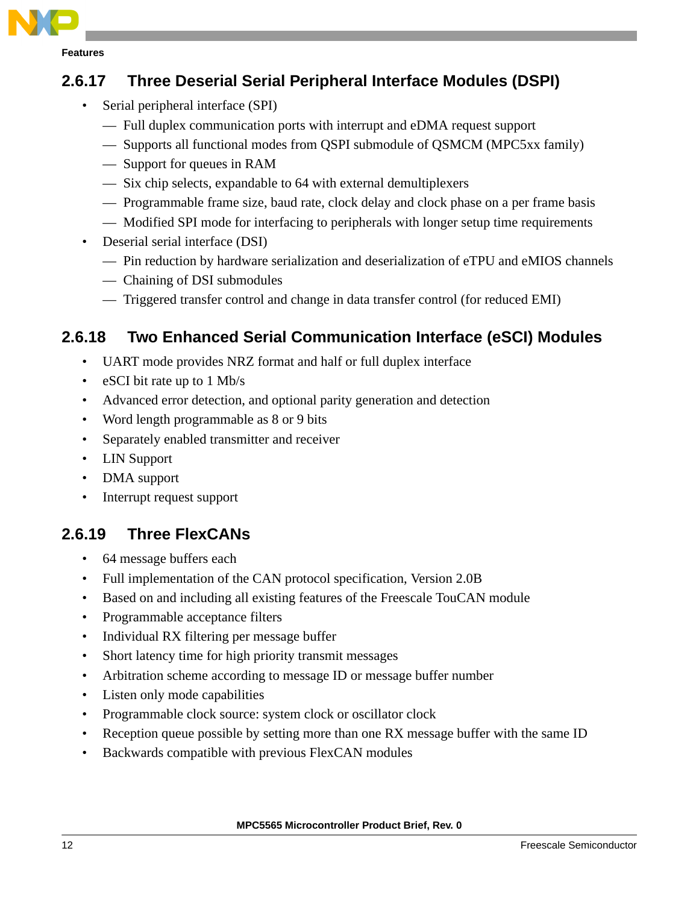### 2.6.17 Three Deserial Serial Peripheral Interface Modules (DSPI)

- Serial peripheral interface (SPI)
  - Full duplex communication ports with interrupt and eDMA request support
  - Supports all functional modes from QSPI submodule of QSMCM (MPC5xx family)
  - Support for queues in RAM
  - Six chip selects, expandable to 64 with external demultiplexers
  - Programmable frame size, baud rate, clock delay and clock phase on a per frame basis
  - Modified SPI mode for interfacing to peripherals with longer setup time requirements
- Deserial serial interface (DSI)
  - Pin reduction by hardware serialization and deserialization of eTPU and eMIOS channels
  - Chaining of DSI submodules
  - Triggered transfer control and change in data transfer control (for reduced EMI)

### 2.6.18 Two Enhanced Serial Communication Interface (eSCI) Modules

- UART mode provides NRZ format and half or full duplex interface
- eSCI bit rate up to 1 Mb/s
- Advanced error detection, and optional parity generation and detection
- Word length programmable as 8 or 9 bits
- Separately enabled transmitter and receiver
- LIN Support
- DMA support
- Interrupt request support

### 2.6.19 Three FlexCANs

- 64 message buffers each
- Full implementation of the CAN protocol specification, Version 2.0B
- Based on and including all existing features of the Freescale TouCAN module
- Programmable acceptance filters
- Individual RX filtering per message buffer
- Short latency time for high priority transmit messages
- Arbitration scheme according to message ID or message buffer number
- Listen only mode capabilities
- Programmable clock source: system clock or oscillator clock
- Reception queue possible by setting more than one RX message buffer with the same ID
- Backwards compatible with previous FlexCAN modules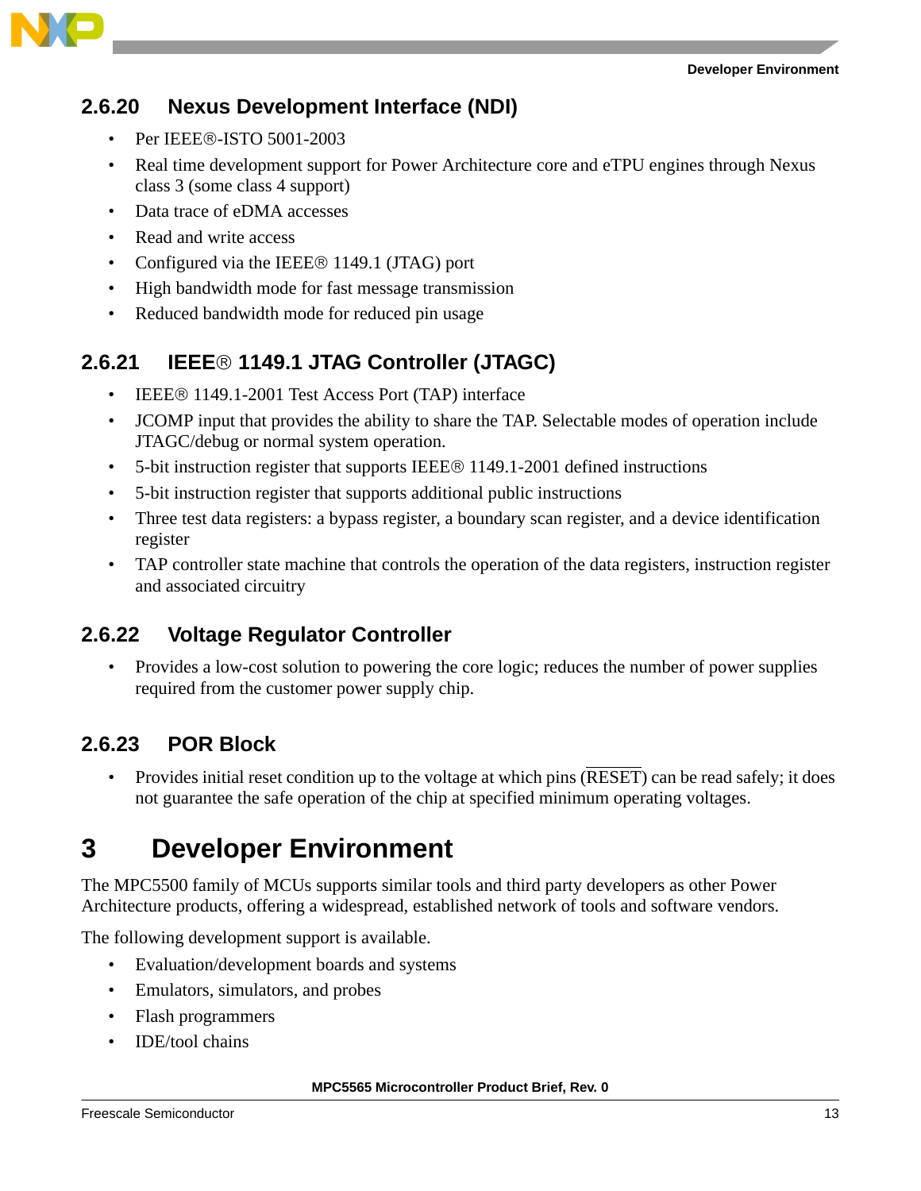### 2.6.20 Nexus Development Interface (NDI)

- Per IEEE®-ISTO 5001-2003
- Real time development support for Power Architecture core and eTPU engines through Nexus class 3 (some class 4 support)
- Data trace of eDMA accesses
- Read and write access
- Configured via the IEEE® 1149.1 (JTAG) port
- High bandwidth mode for fast message transmission
- Reduced bandwidth mode for reduced pin usage

### 2.6.21 IEEE® 1149.1 JTAG Controller (JTAGC)

- IEEE® 1149.1-2001 Test Access Port (TAP) interface
- JCOMP input that provides the ability to share the TAP. Selectable modes of operation include JTAGC/debug or normal system operation.
- 5-bit instruction register that supports IEEE® 1149.1-2001 defined instructions
- 5-bit instruction register that supports additional public instructions
- Three test data registers: a bypass register, a boundary scan register, and a device identification register
- TAP controller state machine that controls the operation of the data registers, instruction register and associated circuitry

### 2.6.22 Voltage Regulator Controller

- Provides a low-cost solution to powering the core logic; reduces the number of power supplies required from the customer power supply chip.

### 2.6.23 POR Block

- Provides initial reset condition up to the voltage at which pins ($\overline{\text{RESET}}$) can be read safely; it does not guarantee the safe operation of the chip at specified minimum operating voltages.

# 3 Developer Environment

The MPC5500 family of MCUs supports similar tools and third party developers as other Power Architecture products, offering a widespread, established network of tools and software vendors.

The following development support is available.

- Evaluation/development boards and systems
- Emulators, simulators, and probes
- Flash programmers
- IDE/tool chains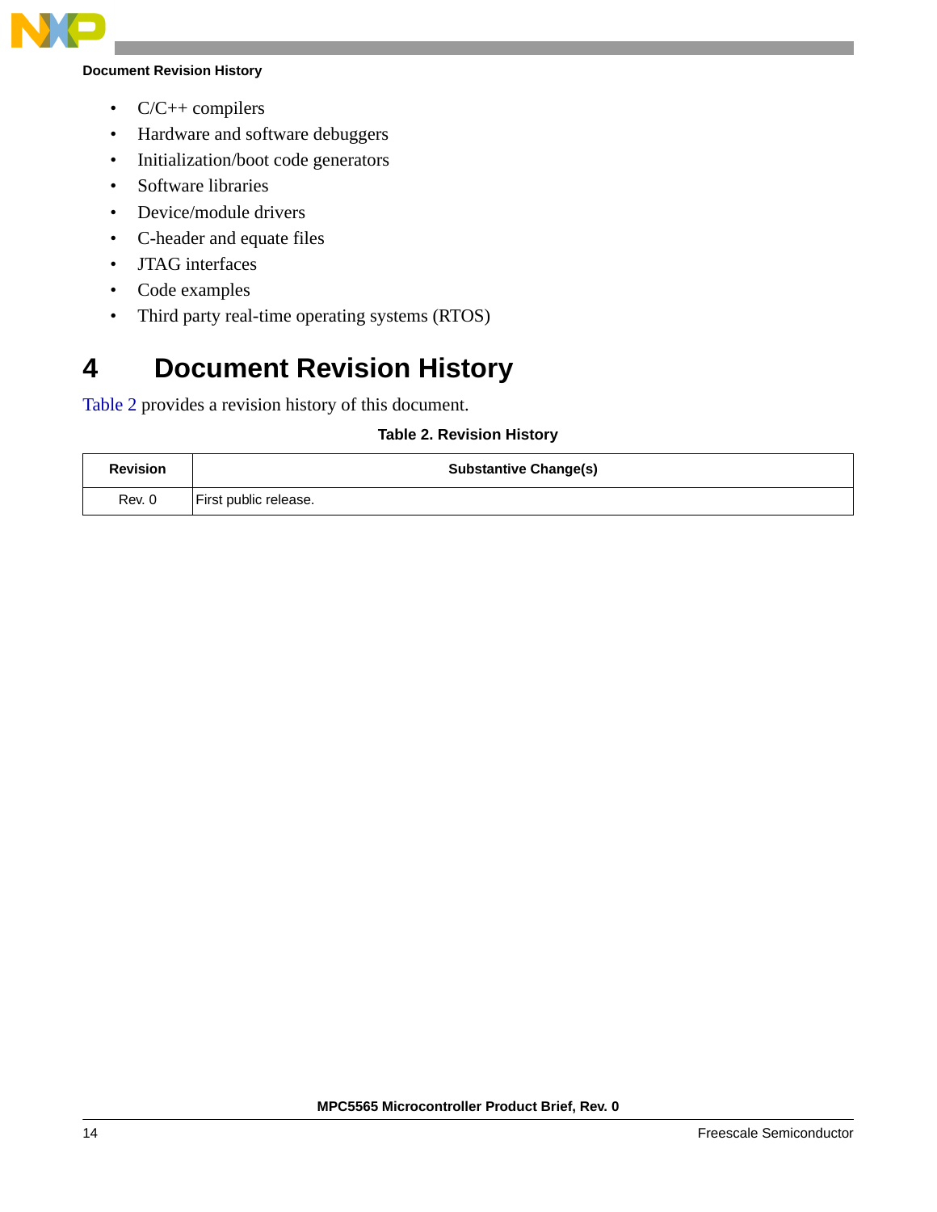- C/C++ compilers
- Hardware and software debuggers
- Initialization/boot code generators
- Software libraries
- Device/module drivers
- C-header and equate files
- JTAG interfaces
- Code examples
- Third party real-time operating systems (RTOS)

# 4 Document Revision History

Table 2 provides a revision history of this document.

**Table 2. Revision History**

| Revision | Substantive Change(s) |
|---|---|
| Rev. 0 | First public release. |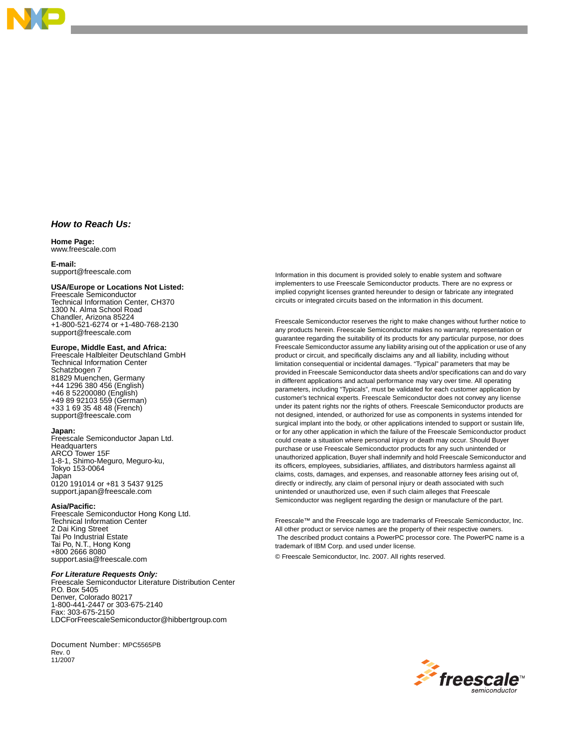***How to Reach Us:***

**Home Page:**
www.freescale.com

**E-mail:**
support@freescale.com

**USA/Europe or Locations Not Listed:**
Freescale Semiconductor
Technical Information Center, CH370
1300 N. Alma School Road
Chandler, Arizona 85224
+1-800-521-6274 or +1-480-768-2130
support@freescale.com

**Europe, Middle East, and Africa:**
Freescale Halbleiter Deutschland GmbH
Technical Information Center
Schatzbogen 7
81829 Muenchen, Germany
+44 1296 380 456 (English)
+46 8 52200080 (English)
+49 89 92103 559 (German)
+33 1 69 35 48 48 (French)
support@freescale.com

**Japan:**
Freescale Semiconductor Japan Ltd.
Headquarters
ARCO Tower 15F
1-8-1, Shimo-Meguro, Meguro-ku,
Tokyo 153-0064
Japan
0120 191014 or +81 3 5437 9125
support.japan@freescale.com

**Asia/Pacific:**
Freescale Semiconductor Hong Kong Ltd.
Technical Information Center
2 Dai King Street
Tai Po Industrial Estate
Tai Po, N.T., Hong Kong
+800 2666 8080
support.asia@freescale.com

***For Literature Requests Only:***
Freescale Semiconductor Literature Distribution Center
P.O. Box 5405
Denver, Colorado 80217
1-800-441-2447 or 303-675-2140
Fax: 303-675-2150
LDCForFreescaleSemiconductor@hibbertgroup.com

Information in this document is provided solely to enable system and software implementers to use Freescale Semiconductor products. There are no express or implied copyright licenses granted hereunder to design or fabricate any integrated circuits or integrated circuits based on the information in this document.

Freescale Semiconductor reserves the right to make changes without further notice to any products herein. Freescale Semiconductor makes no warranty, representation or guarantee regarding the suitability of its products for any particular purpose, nor does Freescale Semiconductor assume any liability arising out of the application or use of any product or circuit, and specifically disclaims any and all liability, including without limitation consequential or incidental damages. "Typical" parameters that may be provided in Freescale Semiconductor data sheets and/or specifications can and do vary in different applications and actual performance may vary over time. All operating parameters, including "Typicals", must be validated for each customer application by customer's technical experts. Freescale Semiconductor does not convey any license under its patent rights nor the rights of others. Freescale Semiconductor products are not designed, intended, or authorized for use as components in systems intended for surgical implant into the body, or other applications intended to support or sustain life, or for any other application in which the failure of the Freescale Semiconductor product could create a situation where personal injury or death may occur. Should Buyer purchase or use Freescale Semiconductor products for any such unintended or unauthorized application, Buyer shall indemnify and hold Freescale Semiconductor and its officers, employees, subsidiaries, affiliates, and distributors harmless against all claims, costs, damages, and expenses, and reasonable attorney fees arising out of, directly or indirectly, any claim of personal injury or death associated with such unintended or unauthorized use, even if such claim alleges that Freescale Semiconductor was negligent regarding the design or manufacture of the part.

Freescale™ and the Freescale logo are trademarks of Freescale Semiconductor, Inc. All other product or service names are the property of their respective owners. The described product contains a PowerPC processor core. The PowerPC name is a trademark of IBM Corp. and used under license.

© Freescale Semiconductor, Inc. 2007. All rights reserved.

Document Number: MPC5565PB
Rev. 0
11/2007